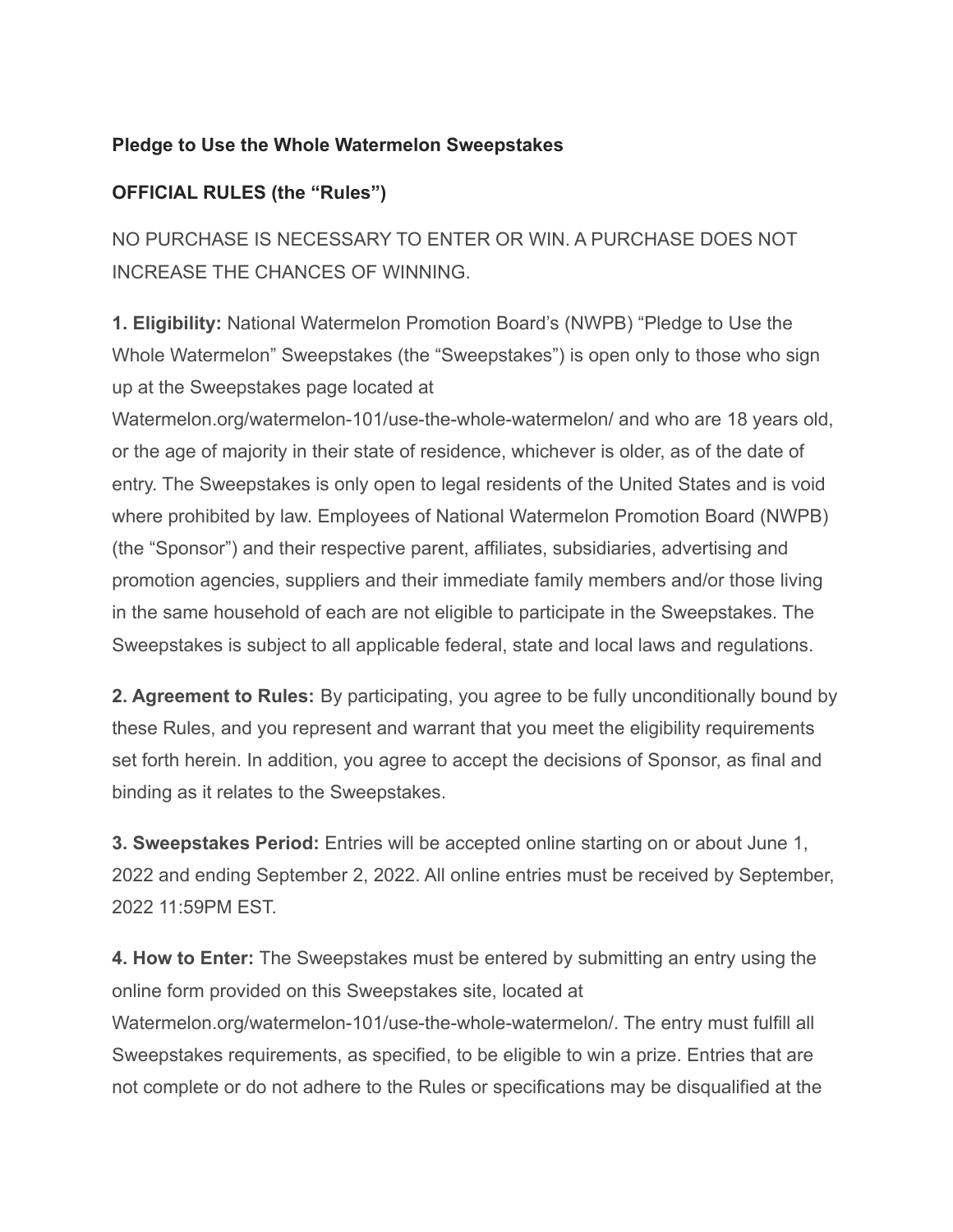**Pledge to Use the Whole Watermelon Sweepstakes**

**OFFICIAL RULES (the "Rules")**

NO PURCHASE IS NECESSARY TO ENTER OR WIN. A PURCHASE DOES NOT INCREASE THE CHANCES OF WINNING.

**1. Eligibility:** National Watermelon Promotion Board's (NWPB) "Pledge to Use the Whole Watermelon" Sweepstakes (the "Sweepstakes") is open only to those who sign up at the Sweepstakes page located at Watermelon.org/watermelon-101/use-the-whole-watermelon/ and who are 18 years old, or the age of majority in their state of residence, whichever is older, as of the date of entry. The Sweepstakes is only open to legal residents of the United States and is void where prohibited by law. Employees of National Watermelon Promotion Board (NWPB) (the "Sponsor") and their respective parent, affiliates, subsidiaries, advertising and promotion agencies, suppliers and their immediate family members and/or those living in the same household of each are not eligible to participate in the Sweepstakes. The Sweepstakes is subject to all applicable federal, state and local laws and regulations.

**2. Agreement to Rules:** By participating, you agree to be fully unconditionally bound by these Rules, and you represent and warrant that you meet the eligibility requirements set forth herein. In addition, you agree to accept the decisions of Sponsor, as final and binding as it relates to the Sweepstakes.

**3. Sweepstakes Period:** Entries will be accepted online starting on or about June 1, 2022 and ending September 2, 2022. All online entries must be received by September, 2022 11:59PM EST.

**4. How to Enter:** The Sweepstakes must be entered by submitting an entry using the online form provided on this Sweepstakes site, located at Watermelon.org/watermelon-101/use-the-whole-watermelon/. The entry must fulfill all Sweepstakes requirements, as specified, to be eligible to win a prize. Entries that are not complete or do not adhere to the Rules or specifications may be disqualified at the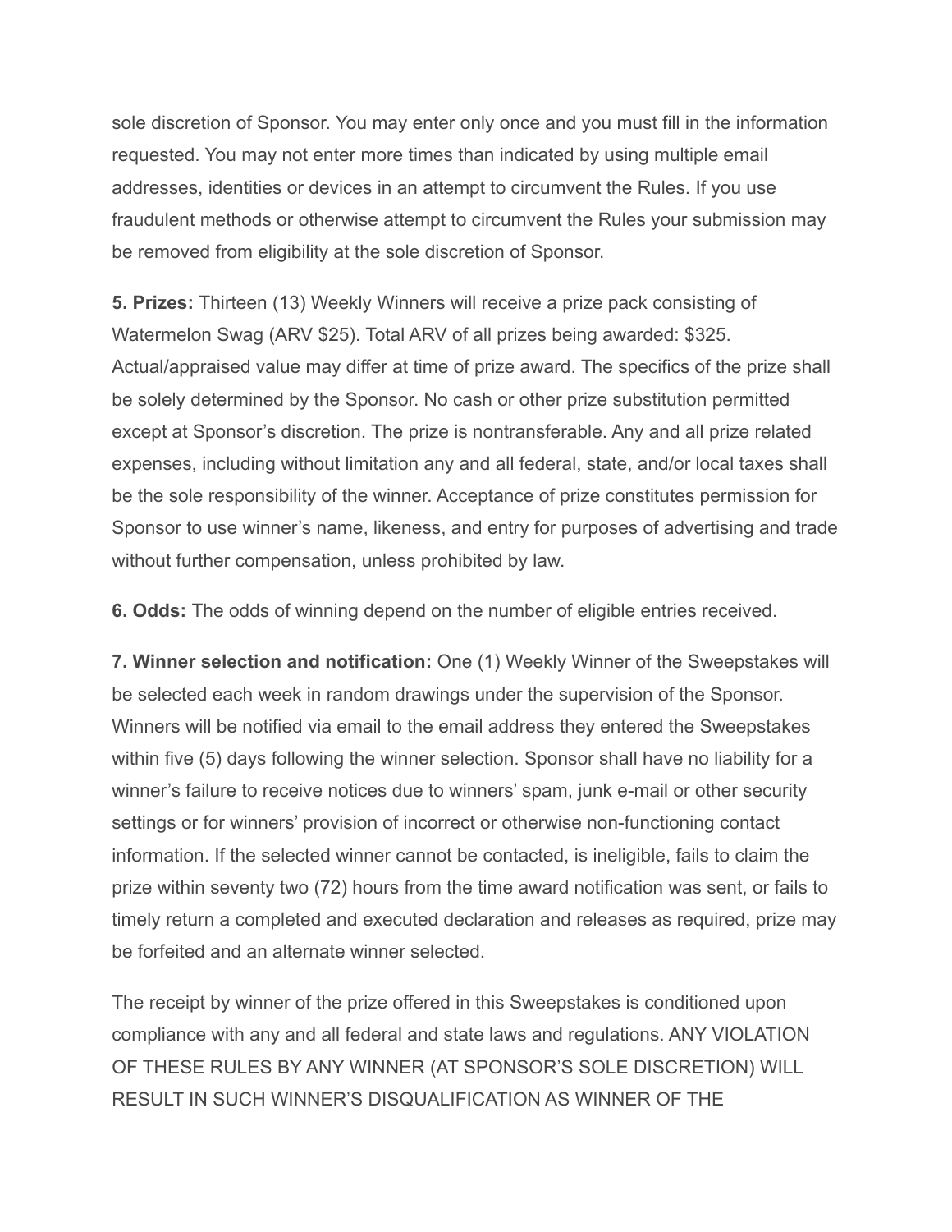sole discretion of Sponsor. You may enter only once and you must fill in the information requested. You may not enter more times than indicated by using multiple email addresses, identities or devices in an attempt to circumvent the Rules. If you use fraudulent methods or otherwise attempt to circumvent the Rules your submission may be removed from eligibility at the sole discretion of Sponsor.

**5. Prizes:** Thirteen (13) Weekly Winners will receive a prize pack consisting of Watermelon Swag (ARV $25). Total ARV of all prizes being awarded: $325. Actual/appraised value may differ at time of prize award. The specifics of the prize shall be solely determined by the Sponsor. No cash or other prize substitution permitted except at Sponsor's discretion. The prize is nontransferable. Any and all prize related expenses, including without limitation any and all federal, state, and/or local taxes shall be the sole responsibility of the winner. Acceptance of prize constitutes permission for Sponsor to use winner's name, likeness, and entry for purposes of advertising and trade without further compensation, unless prohibited by law.

**6. Odds:** The odds of winning depend on the number of eligible entries received.

**7. Winner selection and notification:** One (1) Weekly Winner of the Sweepstakes will be selected each week in random drawings under the supervision of the Sponsor. Winners will be notified via email to the email address they entered the Sweepstakes within five (5) days following the winner selection. Sponsor shall have no liability for a winner's failure to receive notices due to winners' spam, junk e-mail or other security settings or for winners' provision of incorrect or otherwise non-functioning contact information. If the selected winner cannot be contacted, is ineligible, fails to claim the prize within seventy two (72) hours from the time award notification was sent, or fails to timely return a completed and executed declaration and releases as required, prize may be forfeited and an alternate winner selected.

The receipt by winner of the prize offered in this Sweepstakes is conditioned upon compliance with any and all federal and state laws and regulations. ANY VIOLATION OF THESE RULES BY ANY WINNER (AT SPONSOR'S SOLE DISCRETION) WILL RESULT IN SUCH WINNER'S DISQUALIFICATION AS WINNER OF THE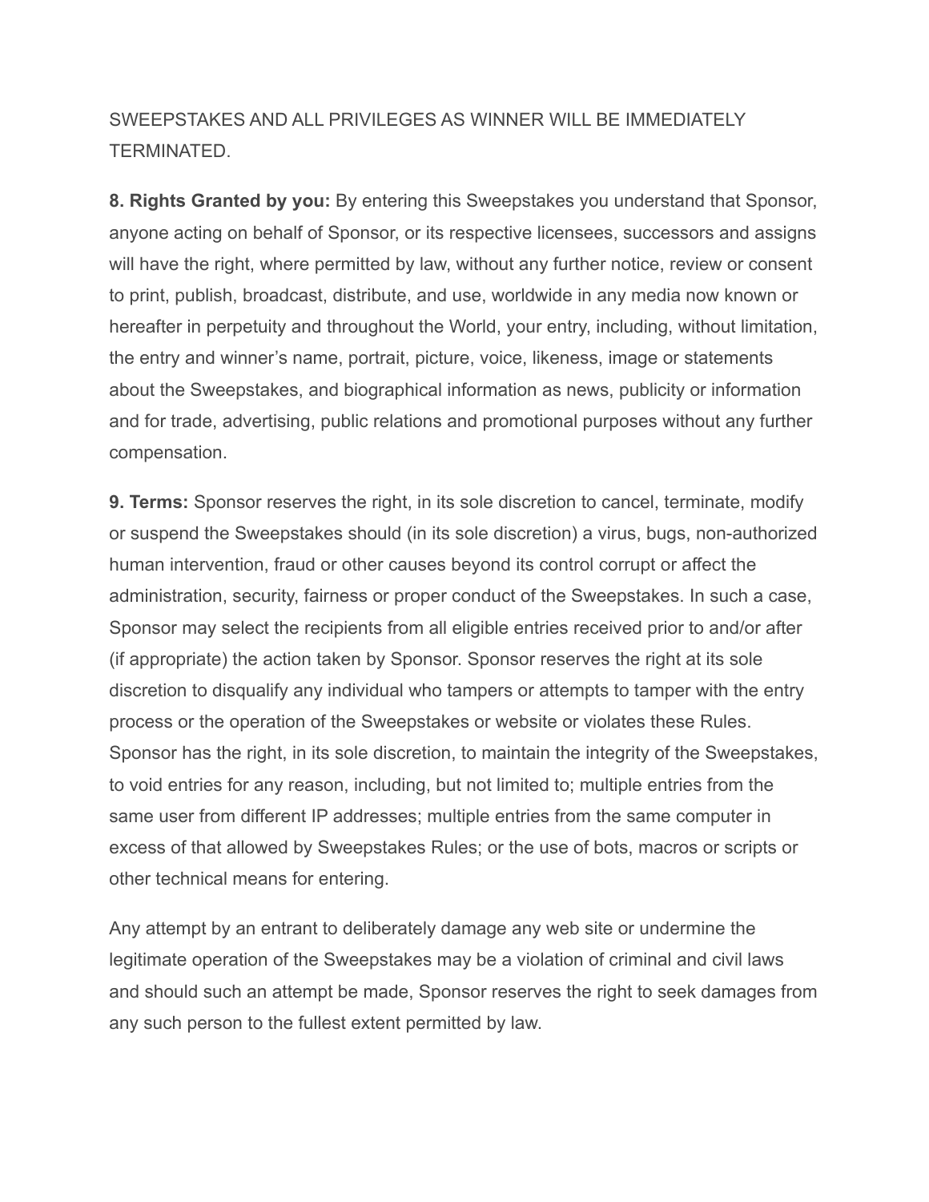SWEEPSTAKES AND ALL PRIVILEGES AS WINNER WILL BE IMMEDIATELY TERMINATED.

**8. Rights Granted by you:** By entering this Sweepstakes you understand that Sponsor, anyone acting on behalf of Sponsor, or its respective licensees, successors and assigns will have the right, where permitted by law, without any further notice, review or consent to print, publish, broadcast, distribute, and use, worldwide in any media now known or hereafter in perpetuity and throughout the World, your entry, including, without limitation, the entry and winner's name, portrait, picture, voice, likeness, image or statements about the Sweepstakes, and biographical information as news, publicity or information and for trade, advertising, public relations and promotional purposes without any further compensation.

**9. Terms:** Sponsor reserves the right, in its sole discretion to cancel, terminate, modify or suspend the Sweepstakes should (in its sole discretion) a virus, bugs, non-authorized human intervention, fraud or other causes beyond its control corrupt or affect the administration, security, fairness or proper conduct of the Sweepstakes. In such a case, Sponsor may select the recipients from all eligible entries received prior to and/or after (if appropriate) the action taken by Sponsor. Sponsor reserves the right at its sole discretion to disqualify any individual who tampers or attempts to tamper with the entry process or the operation of the Sweepstakes or website or violates these Rules. Sponsor has the right, in its sole discretion, to maintain the integrity of the Sweepstakes, to void entries for any reason, including, but not limited to; multiple entries from the same user from different IP addresses; multiple entries from the same computer in excess of that allowed by Sweepstakes Rules; or the use of bots, macros or scripts or other technical means for entering.

Any attempt by an entrant to deliberately damage any web site or undermine the legitimate operation of the Sweepstakes may be a violation of criminal and civil laws and should such an attempt be made, Sponsor reserves the right to seek damages from any such person to the fullest extent permitted by law.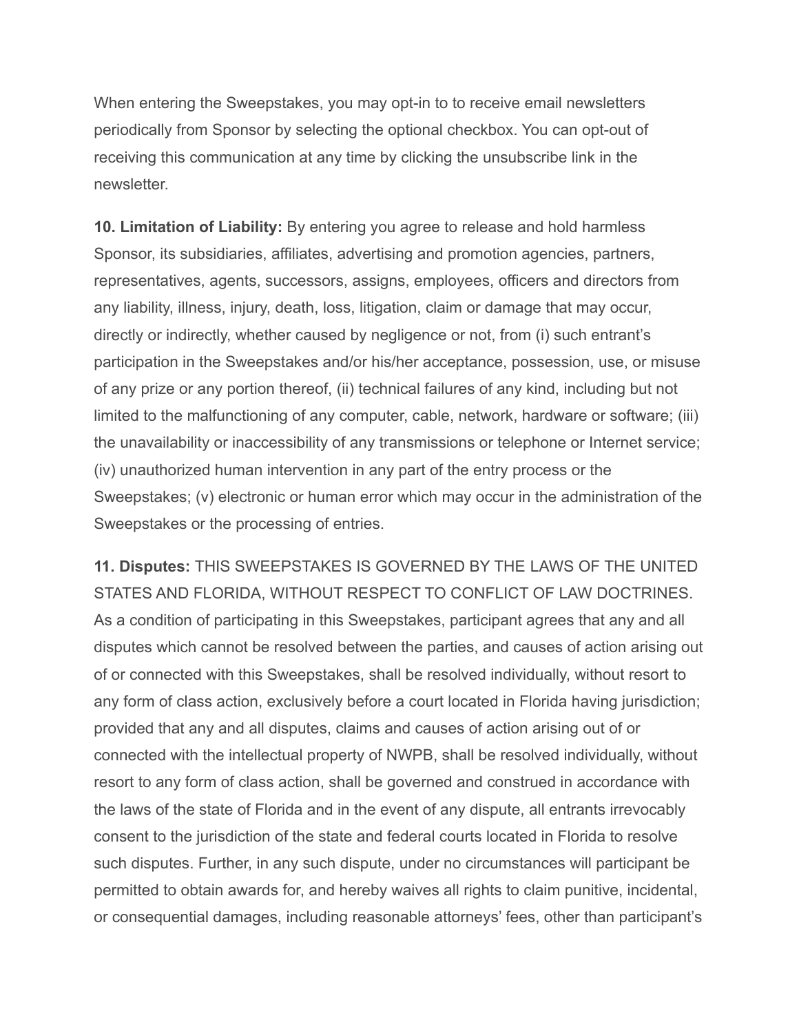When entering the Sweepstakes, you may opt-in to to receive email newsletters periodically from Sponsor by selecting the optional checkbox. You can opt-out of receiving this communication at any time by clicking the unsubscribe link in the newsletter.

**10. Limitation of Liability:** By entering you agree to release and hold harmless Sponsor, its subsidiaries, affiliates, advertising and promotion agencies, partners, representatives, agents, successors, assigns, employees, officers and directors from any liability, illness, injury, death, loss, litigation, claim or damage that may occur, directly or indirectly, whether caused by negligence or not, from (i) such entrant's participation in the Sweepstakes and/or his/her acceptance, possession, use, or misuse of any prize or any portion thereof, (ii) technical failures of any kind, including but not limited to the malfunctioning of any computer, cable, network, hardware or software; (iii) the unavailability or inaccessibility of any transmissions or telephone or Internet service; (iv) unauthorized human intervention in any part of the entry process or the Sweepstakes; (v) electronic or human error which may occur in the administration of the Sweepstakes or the processing of entries.

**11. Disputes:** THIS SWEEPSTAKES IS GOVERNED BY THE LAWS OF THE UNITED STATES AND FLORIDA, WITHOUT RESPECT TO CONFLICT OF LAW DOCTRINES. As a condition of participating in this Sweepstakes, participant agrees that any and all disputes which cannot be resolved between the parties, and causes of action arising out of or connected with this Sweepstakes, shall be resolved individually, without resort to any form of class action, exclusively before a court located in Florida having jurisdiction; provided that any and all disputes, claims and causes of action arising out of or connected with the intellectual property of NWPB, shall be resolved individually, without resort to any form of class action, shall be governed and construed in accordance with the laws of the state of Florida and in the event of any dispute, all entrants irrevocably consent to the jurisdiction of the state and federal courts located in Florida to resolve such disputes. Further, in any such dispute, under no circumstances will participant be permitted to obtain awards for, and hereby waives all rights to claim punitive, incidental, or consequential damages, including reasonable attorneys' fees, other than participant's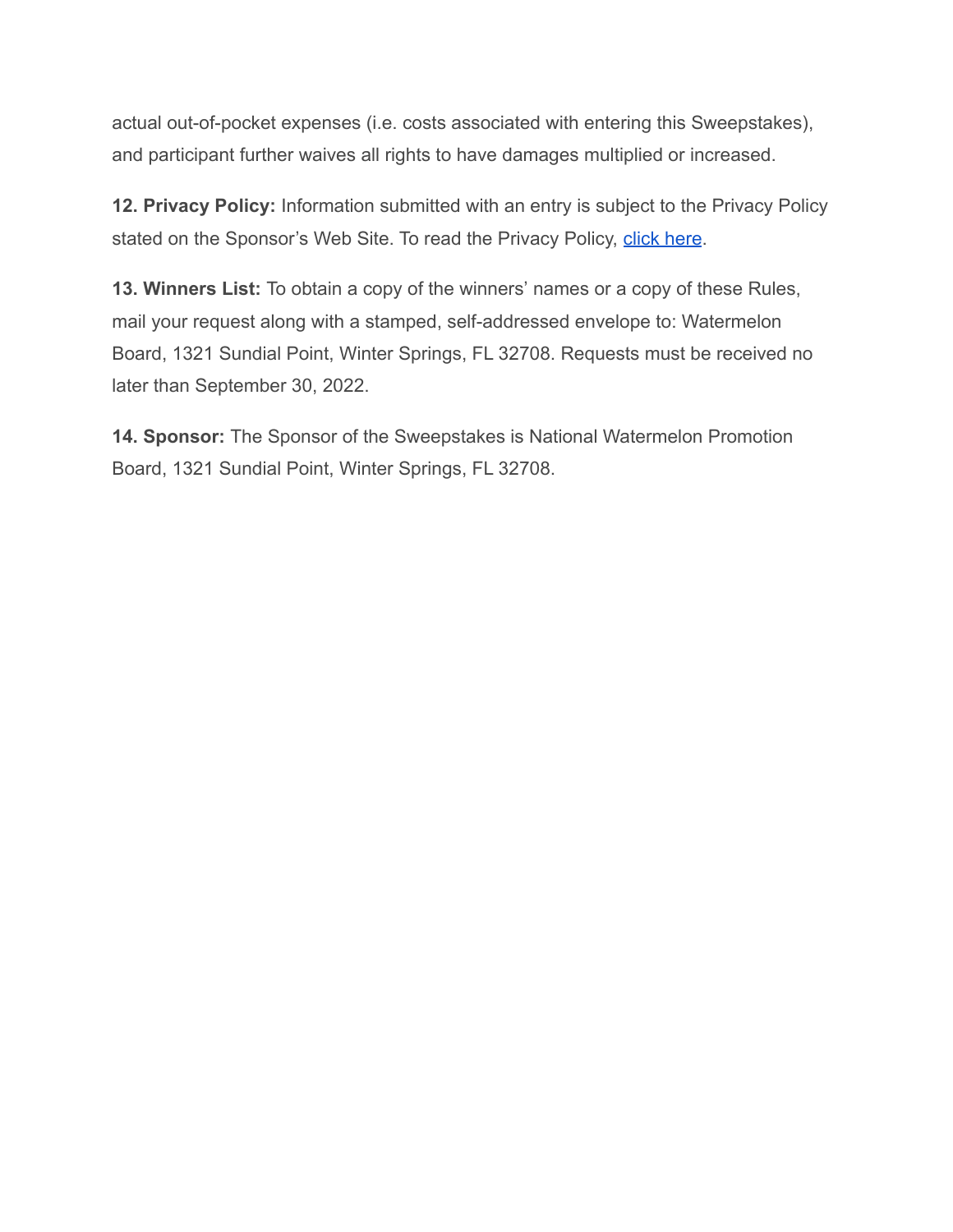actual out-of-pocket expenses (i.e. costs associated with entering this Sweepstakes), and participant further waives all rights to have damages multiplied or increased.

**12. Privacy Policy:** Information submitted with an entry is subject to the Privacy Policy stated on the Sponsor's Web Site. To read the Privacy Policy, click here.

**13. Winners List:** To obtain a copy of the winners' names or a copy of these Rules, mail your request along with a stamped, self-addressed envelope to: Watermelon Board, 1321 Sundial Point, Winter Springs, FL 32708. Requests must be received no later than September 30, 2022.

**14. Sponsor:** The Sponsor of the Sweepstakes is National Watermelon Promotion Board, 1321 Sundial Point, Winter Springs, FL 32708.